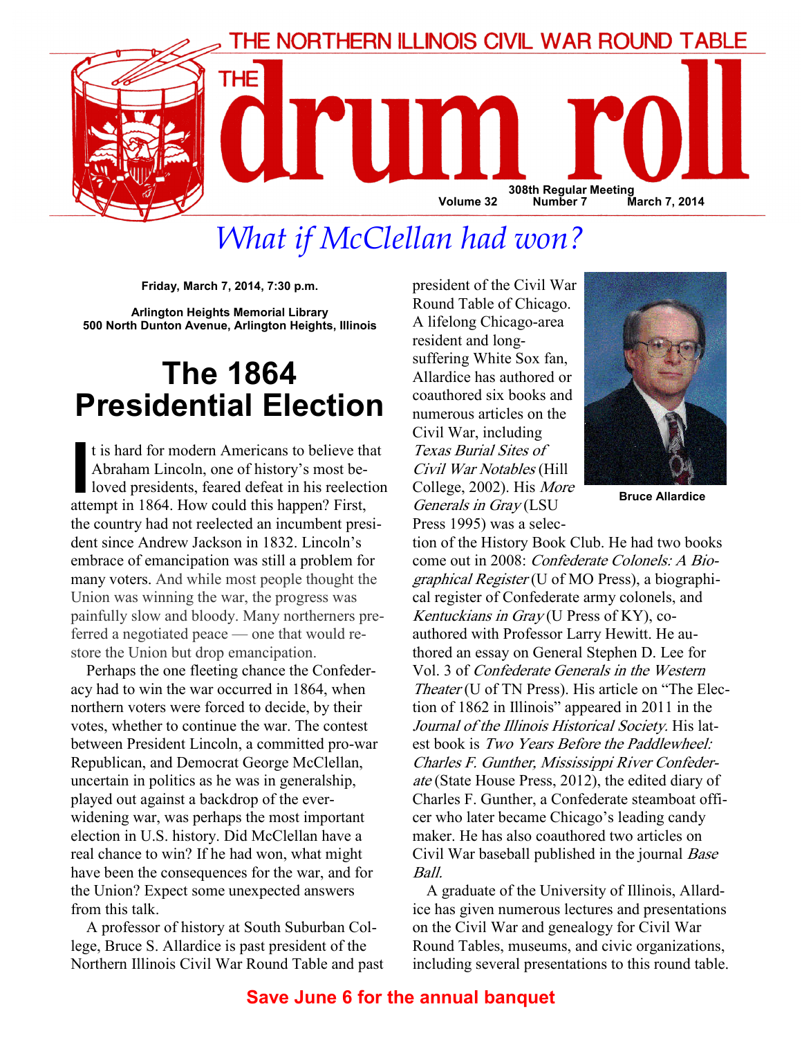THE NORTHERN ILLINOIS CIVIL WAR ROUND TABLE

# THE drum roll

308th Regular Meeting
Volume 32 Number 7 March 7, 2014

## *What if McClellan had won?*

**Friday, March 7, 2014, 7:30 p.m.**

**Arlington Heights Memorial Library**
**500 North Dunton Avenue, Arlington Heights, Illinois**

# The 1864 Presidential Election

It is hard for modern Americans to believe that Abraham Lincoln, one of history's most beloved presidents, feared defeat in his reelection attempt in 1864. How could this happen? First, the country had not reelected an incumbent president since Andrew Jackson in 1832. Lincoln's embrace of emancipation was still a problem for many voters. And while most people thought the Union was winning the war, the progress was painfully slow and bloody. Many northerners preferred a negotiated peace — one that would restore the Union but drop emancipation.

Perhaps the one fleeting chance the Confederacy had to win the war occurred in 1864, when northern voters were forced to decide, by their votes, whether to continue the war. The contest between President Lincoln, a committed pro-war Republican, and Democrat George McClellan, uncertain in politics as he was in generalship, played out against a backdrop of the ever-widening war, was perhaps the most important election in U.S. history. Did McClellan have a real chance to win? If he had won, what might have been the consequences for the war, and for the Union? Expect some unexpected answers from this talk.

A professor of history at South Suburban College, Bruce S. Allardice is past president of the Northern Illinois Civil War Round Table and past president of the Civil War Round Table of Chicago. A lifelong Chicago-area resident and long-suffering White Sox fan, Allardice has authored or coauthored six books and numerous articles on the Civil War, including *Texas Burial Sites of Civil War Notables* (Hill College, 2002). His *More Generals in Gray* (LSU Press 1995) was a selection of the History Book Club. He had two books come out in 2008: *Confederate Colonels: A Biographical Register* (U of MO Press), a biographical register of Confederate army colonels, and *Kentuckians in Gray* (U Press of KY), coauthored with Professor Larry Hewitt. He authored an essay on General Stephen D. Lee for Vol. 3 of *Confederate Generals in the Western Theater* (U of TN Press). His article on "The Election of 1862 in Illinois" appeared in 2011 in the *Journal of the Illinois Historical Society.* His latest book is *Two Years Before the Paddlewheel: Charles F. Gunther, Mississippi River Confederate* (State House Press, 2012), the edited diary of Charles F. Gunther, a Confederate steamboat officer who later became Chicago's leading candy maker. He has also coauthored two articles on Civil War baseball published in the journal *Base Ball.*

**Bruce Allardice**

A graduate of the University of Illinois, Allardice has given numerous lectures and presentations on the Civil War and genealogy for Civil War Round Tables, museums, and civic organizations, including several presentations to this round table.

**Save June 6 for the annual banquet**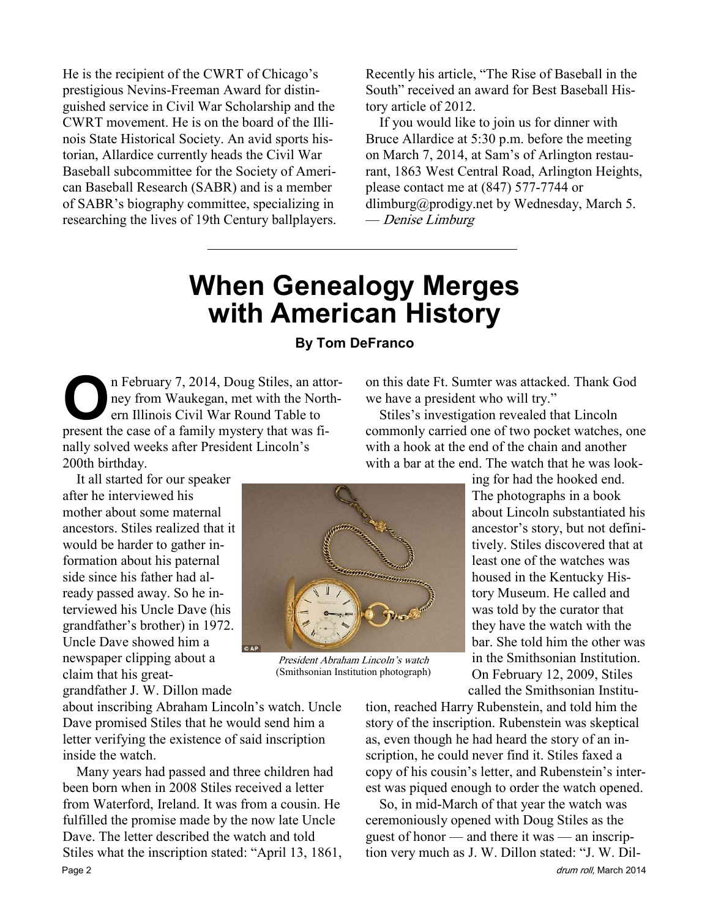He is the recipient of the CWRT of Chicago's prestigious Nevins-Freeman Award for distinguished service in Civil War Scholarship and the CWRT movement. He is on the board of the Illinois State Historical Society. An avid sports historian, Allardice currently heads the Civil War Baseball subcommittee for the Society of American Baseball Research (SABR) and is a member of SABR's biography committee, specializing in researching the lives of 19th Century ballplayers. Recently his article, "The Rise of Baseball in the South" received an award for Best Baseball History article of 2012.

If you would like to join us for dinner with Bruce Allardice at 5:30 p.m. before the meeting on March 7, 2014, at Sam's of Arlington restaurant, 1863 West Central Road, Arlington Heights, please contact me at (847) 577-7744 or dlimburg@prodigy.net by Wednesday, March 5. — *Denise Limburg*

---

# When Genealogy Merges with American History

**By Tom DeFranco**

On February 7, 2014, Doug Stiles, an attorney from Waukegan, met with the Northern Illinois Civil War Round Table to present the case of a family mystery that was finally solved weeks after President Lincoln's 200th birthday.

It all started for our speaker after he interviewed his mother about some maternal ancestors. Stiles realized that it would be harder to gather information about his paternal side since his father had already passed away. So he interviewed his Uncle Dave (his grandfather's brother) in 1972. Uncle Dave showed him a newspaper clipping about a claim that his great-grandfather J. W. Dillon made about inscribing Abraham Lincoln's watch. Uncle Dave promised Stiles that he would send him a letter verifying the existence of said inscription inside the watch.

*President Abraham Lincoln's watch*
(Smithsonian Institution photograph)

Many years had passed and three children had been born when in 2008 Stiles received a letter from Waterford, Ireland. It was from a cousin. He fulfilled the promise made by the now late Uncle Dave. The letter described the watch and told Stiles what the inscription stated: "April 13, 1861, on this date Ft. Sumter was attacked. Thank God we have a president who will try."

Stiles's investigation revealed that Lincoln commonly carried one of two pocket watches, one with a hook at the end of the chain and another with a bar at the end. The watch that he was looking for had the hooked end. The photographs in a book about Lincoln substantiated his ancestor's story, but not definitively. Stiles discovered that at least one of the watches was housed in the Kentucky History Museum. He called and was told by the curator that they have the watch with the bar. She told him the other was in the Smithsonian Institution. On February 12, 2009, Stiles called the Smithsonian Institution, reached Harry Rubenstein, and told him the story of the inscription. Rubenstein was skeptical as, even though he had heard the story of an inscription, he could never find it. Stiles faxed a copy of his cousin's letter, and Rubenstein's interest was piqued enough to order the watch opened.

So, in mid-March of that year the watch was ceremoniously opened with Doug Stiles as the guest of honor — and there it was — an inscription very much as J. W. Dillon stated: "J. W. Dil-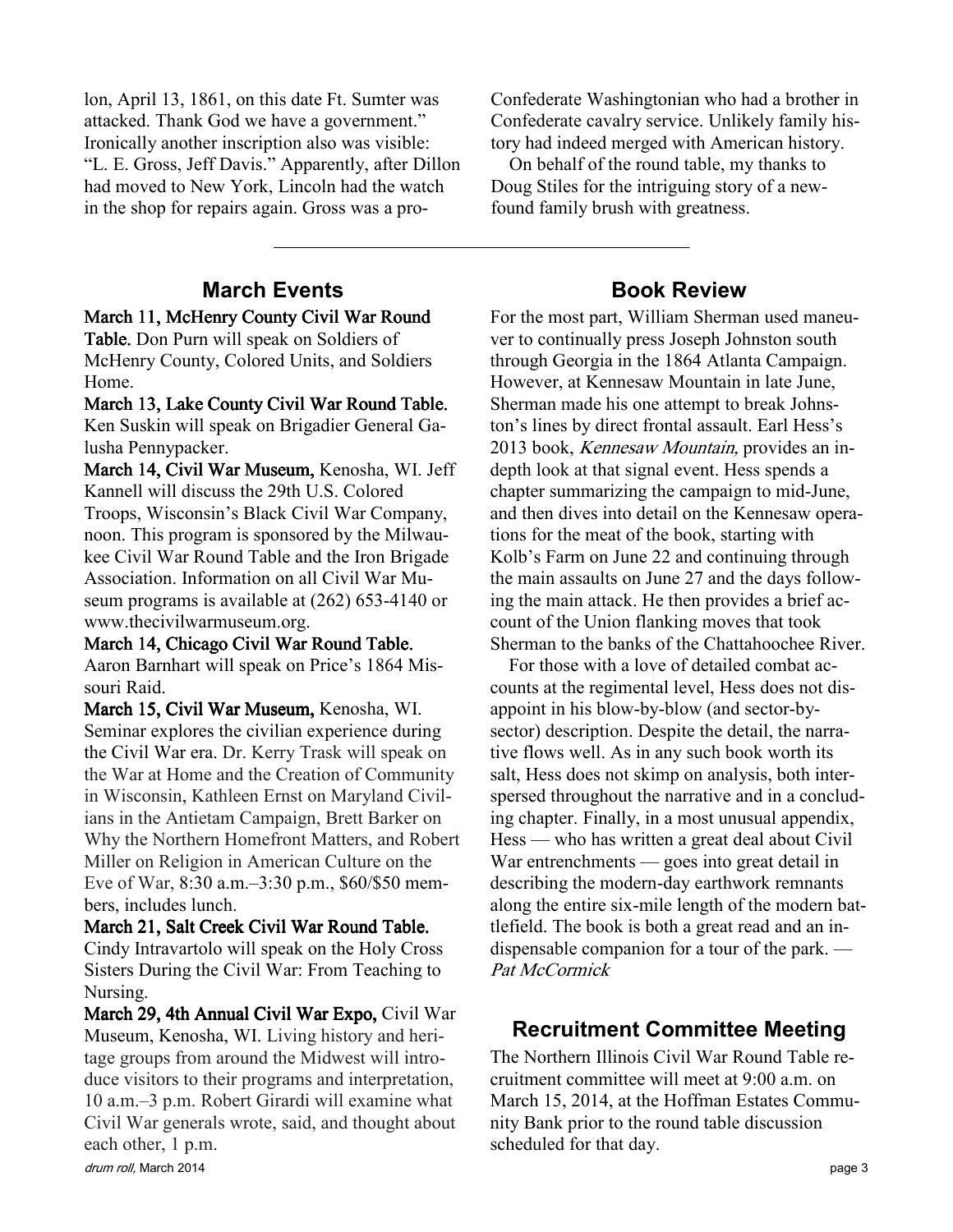lon, April 13, 1861, on this date Ft. Sumter was attacked. Thank God we have a government." Ironically another inscription also was visible: "L. E. Gross, Jeff Davis." Apparently, after Dillon had moved to New York, Lincoln had the watch in the shop for repairs again. Gross was a pro-Confederate Washingtonian who had a brother in Confederate cavalry service. Unlikely family history had indeed merged with American history.

On behalf of the round table, my thanks to Doug Stiles for the intriguing story of a new-found family brush with greatness.

---

## March Events

**March 11, McHenry County Civil War Round Table.** Don Purn will speak on Soldiers of McHenry County, Colored Units, and Soldiers Home.

**March 13, Lake County Civil War Round Table.** Ken Suskin will speak on Brigadier General Galusha Pennypacker.

**March 14, Civil War Museum,** Kenosha, WI. Jeff Kannell will discuss the 29th U.S. Colored Troops, Wisconsin's Black Civil War Company, noon. This program is sponsored by the Milwaukee Civil War Round Table and the Iron Brigade Association. Information on all Civil War Museum programs is available at (262) 653-4140 or www.thecivilwarmuseum.org.

**March 14, Chicago Civil War Round Table.** Aaron Barnhart will speak on Price's 1864 Missouri Raid.

**March 15, Civil War Museum,** Kenosha, WI. Seminar explores the civilian experience during the Civil War era. Dr. Kerry Trask will speak on the War at Home and the Creation of Community in Wisconsin, Kathleen Ernst on Maryland Civilians in the Antietam Campaign, Brett Barker on Why the Northern Homefront Matters, and Robert Miller on Religion in American Culture on the Eve of War, 8:30 a.m.–3:30 p.m., $60/$50 members, includes lunch.

**March 21, Salt Creek Civil War Round Table.** Cindy Intravartolo will speak on the Holy Cross Sisters During the Civil War: From Teaching to Nursing.

**March 29, 4th Annual Civil War Expo,** Civil War Museum, Kenosha, WI. Living history and heritage groups from around the Midwest will introduce visitors to their programs and interpretation, 10 a.m.–3 p.m. Robert Girardi will examine what Civil War generals wrote, said, and thought about each other, 1 p.m.

## Book Review

For the most part, William Sherman used maneuver to continually press Joseph Johnston south through Georgia in the 1864 Atlanta Campaign. However, at Kennesaw Mountain in late June, Sherman made his one attempt to break Johnston's lines by direct frontal assault. Earl Hess's 2013 book, *Kennesaw Mountain,* provides an in-depth look at that signal event. Hess spends a chapter summarizing the campaign to mid-June, and then dives into detail on the Kennesaw operations for the meat of the book, starting with Kolb's Farm on June 22 and continuing through the main assaults on June 27 and the days following the main attack. He then provides a brief account of the Union flanking moves that took Sherman to the banks of the Chattahoochee River.

For those with a love of detailed combat accounts at the regimental level, Hess does not disappoint in his blow-by-blow (and sector-by-sector) description. Despite the detail, the narrative flows well. As in any such book worth its salt, Hess does not skimp on analysis, both interspersed throughout the narrative and in a concluding chapter. Finally, in a most unusual appendix, Hess — who has written a great deal about Civil War entrenchments — goes into great detail in describing the modern-day earthwork remnants along the entire six-mile length of the modern battlefield. The book is both a great read and an indispensable companion for a tour of the park. — *Pat McCormick*

## Recruitment Committee Meeting

The Northern Illinois Civil War Round Table recruitment committee will meet at 9:00 a.m. on March 15, 2014, at the Hoffman Estates Community Bank prior to the round table discussion scheduled for that day.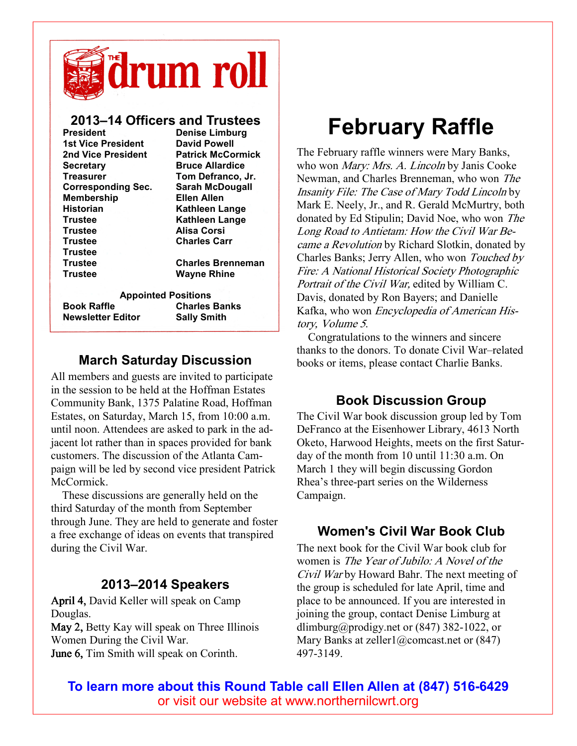# THE drum roll

## 2013–14 Officers and Trustees

| | |
|---|---|
| President | Denise Limburg |
| 1st Vice President | David Powell |
| 2nd Vice President | Patrick McCormick |
| Secretary | Bruce Allardice |
| Treasurer | Tom Defranco, Jr. |
| Corresponding Sec. | Sarah McDougall |
| Membership | Ellen Allen |
| Historian | Kathleen Lange |
| Trustee | Kathleen Lange |
| Trustee | Alisa Corsi |
| Trustee | Charles Carr |
| Trustee | |
| Trustee | Charles Brenneman |
| Trustee | Wayne Rhine |

**Appointed Positions**

| | |
|---|---|
| Book Raffle | Charles Banks |
| Newsletter Editor | Sally Smith |

## March Saturday Discussion

All members and guests are invited to participate in the session to be held at the Hoffman Estates Community Bank, 1375 Palatine Road, Hoffman Estates, on Saturday, March 15, from 10:00 a.m. until noon. Attendees are asked to park in the adjacent lot rather than in spaces provided for bank customers. The discussion of the Atlanta Campaign will be led by second vice president Patrick McCormick.

These discussions are generally held on the third Saturday of the month from September through June. They are held to generate and foster a free exchange of ideas on events that transpired during the Civil War.

## 2013–2014 Speakers

**April 4,** David Keller will speak on Camp Douglas.
**May 2,** Betty Kay will speak on Three Illinois Women During the Civil War.
**June 6,** Tim Smith will speak on Corinth.

# February Raffle

The February raffle winners were Mary Banks, who won *Mary: Mrs. A. Lincoln* by Janis Cooke Newman, and Charles Brenneman, who won *The Insanity File: The Case of Mary Todd Lincoln* by Mark E. Neely, Jr., and R. Gerald McMurtry, both donated by Ed Stipulin; David Noe, who won *The Long Road to Antietam: How the Civil War Became a Revolution* by Richard Slotkin, donated by Charles Banks; Jerry Allen, who won *Touched by Fire: A National Historical Society Photographic Portrait of the Civil War,* edited by William C. Davis, donated by Ron Bayers; and Danielle Kafka, who won *Encyclopedia of American History, Volume 5*.

Congratulations to the winners and sincere thanks to the donors. To donate Civil War–related books or items, please contact Charlie Banks.

## Book Discussion Group

The Civil War book discussion group led by Tom DeFranco at the Eisenhower Library, 4613 North Oketo, Harwood Heights, meets on the first Saturday of the month from 10 until 11:30 a.m. On March 1 they will begin discussing Gordon Rhea's three-part series on the Wilderness Campaign.

## Women's Civil War Book Club

The next book for the Civil War book club for women is *The Year of Jubilo: A Novel of the Civil War* by Howard Bahr. The next meeting of the group is scheduled for late April, time and place to be announced. If you are interested in joining the group, contact Denise Limburg at dlimburg@prodigy.net or (847) 382-1022, or Mary Banks at zeller1@comcast.net or (847) 497-3149.

**To learn more about this Round Table call Ellen Allen at (847) 516-6429**
or visit our website at www.northernilcwrt.org